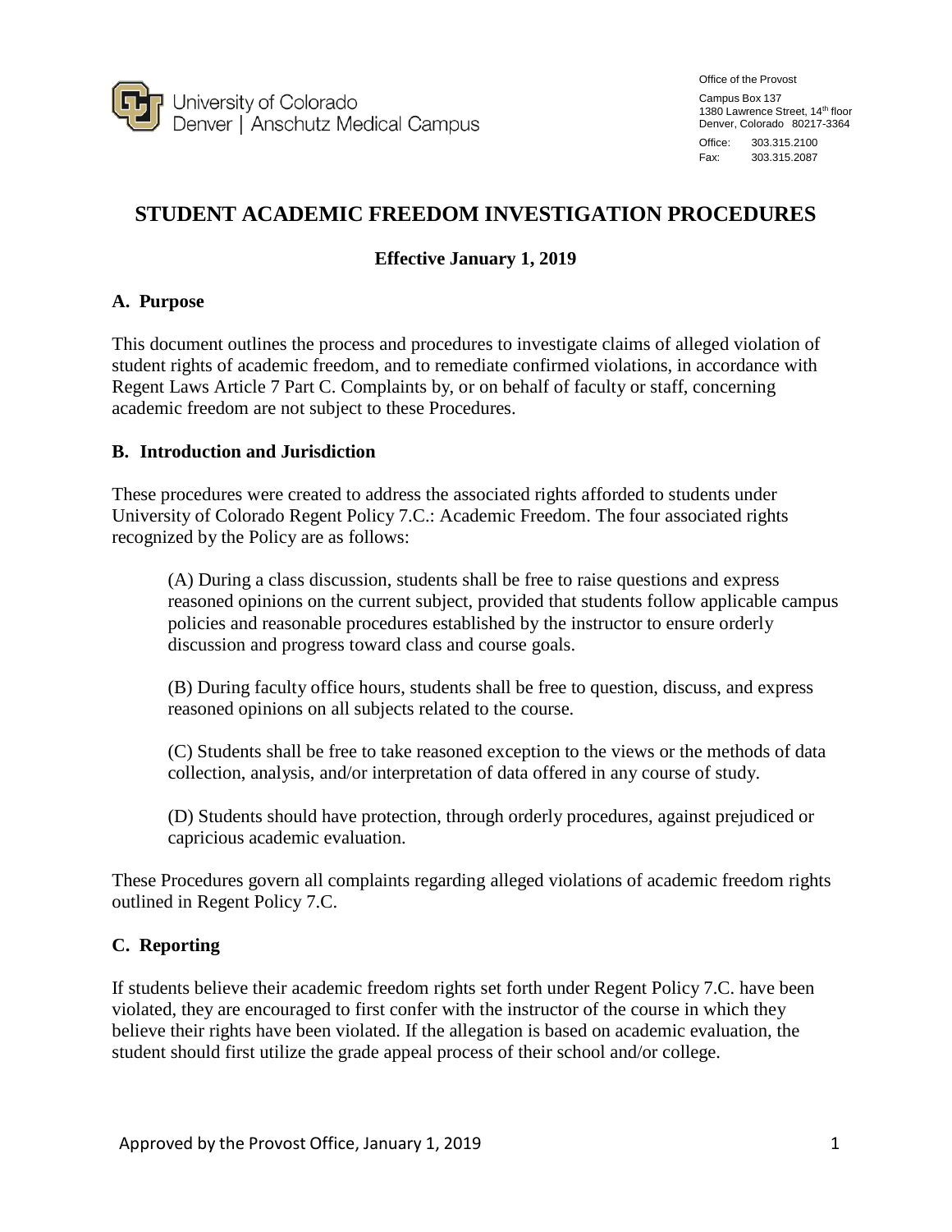University of Colorado Denver | Anschutz Medical Campus

Office of the Provost

Campus Box 137
1380 Lawrence Street, 14th floor
Denver, Colorado 80217-3364

Office: 303.315.2100
Fax: 303.315.2087

# STUDENT ACADEMIC FREEDOM INVESTIGATION PROCEDURES

**Effective January 1, 2019**

## A. Purpose

This document outlines the process and procedures to investigate claims of alleged violation of student rights of academic freedom, and to remediate confirmed violations, in accordance with Regent Laws Article 7 Part C. Complaints by, or on behalf of faculty or staff, concerning academic freedom are not subject to these Procedures.

## B. Introduction and Jurisdiction

These procedures were created to address the associated rights afforded to students under University of Colorado Regent Policy 7.C.: Academic Freedom. The four associated rights recognized by the Policy are as follows:

(A) During a class discussion, students shall be free to raise questions and express reasoned opinions on the current subject, provided that students follow applicable campus policies and reasonable procedures established by the instructor to ensure orderly discussion and progress toward class and course goals.

(B) During faculty office hours, students shall be free to question, discuss, and express reasoned opinions on all subjects related to the course.

(C) Students shall be free to take reasoned exception to the views or the methods of data collection, analysis, and/or interpretation of data offered in any course of study.

(D) Students should have protection, through orderly procedures, against prejudiced or capricious academic evaluation.

These Procedures govern all complaints regarding alleged violations of academic freedom rights outlined in Regent Policy 7.C.

## C. Reporting

If students believe their academic freedom rights set forth under Regent Policy 7.C. have been violated, they are encouraged to first confer with the instructor of the course in which they believe their rights have been violated. If the allegation is based on academic evaluation, the student should first utilize the grade appeal process of their school and/or college.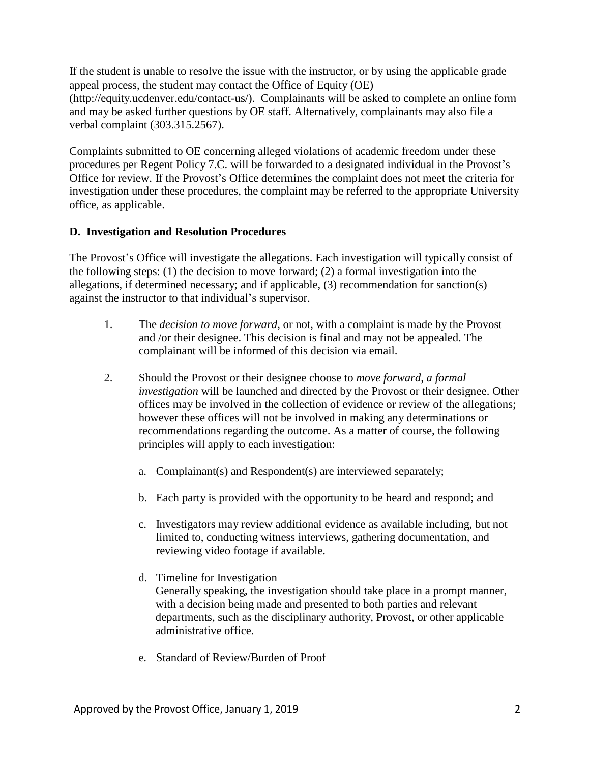If the student is unable to resolve the issue with the instructor, or by using the applicable grade appeal process, the student may contact the Office of Equity (OE) (http://equity.ucdenver.edu/contact-us/). Complainants will be asked to complete an online form and may be asked further questions by OE staff. Alternatively, complainants may also file a verbal complaint (303.315.2567).

Complaints submitted to OE concerning alleged violations of academic freedom under these procedures per Regent Policy 7.C. will be forwarded to a designated individual in the Provost's Office for review. If the Provost's Office determines the complaint does not meet the criteria for investigation under these procedures, the complaint may be referred to the appropriate University office, as applicable.

### D. Investigation and Resolution Procedures

The Provost's Office will investigate the allegations. Each investigation will typically consist of the following steps: (1) the decision to move forward; (2) a formal investigation into the allegations, if determined necessary; and if applicable, (3) recommendation for sanction(s) against the instructor to that individual's supervisor.

1. The *decision to move forward*, or not, with a complaint is made by the Provost and /or their designee. This decision is final and may not be appealed. The complainant will be informed of this decision via email.

2. Should the Provost or their designee choose to *move forward, a formal investigation* will be launched and directed by the Provost or their designee. Other offices may be involved in the collection of evidence or review of the allegations; however these offices will not be involved in making any determinations or recommendations regarding the outcome. As a matter of course, the following principles will apply to each investigation:

   a. Complainant(s) and Respondent(s) are interviewed separately;

   b. Each party is provided with the opportunity to be heard and respond; and

   c. Investigators may review additional evidence as available including, but not limited to, conducting witness interviews, gathering documentation, and reviewing video footage if available.

   d. <u>Timeline for Investigation</u>
      Generally speaking, the investigation should take place in a prompt manner, with a decision being made and presented to both parties and relevant departments, such as the disciplinary authority, Provost, or other applicable administrative office.

   e. <u>Standard of Review/Burden of Proof</u>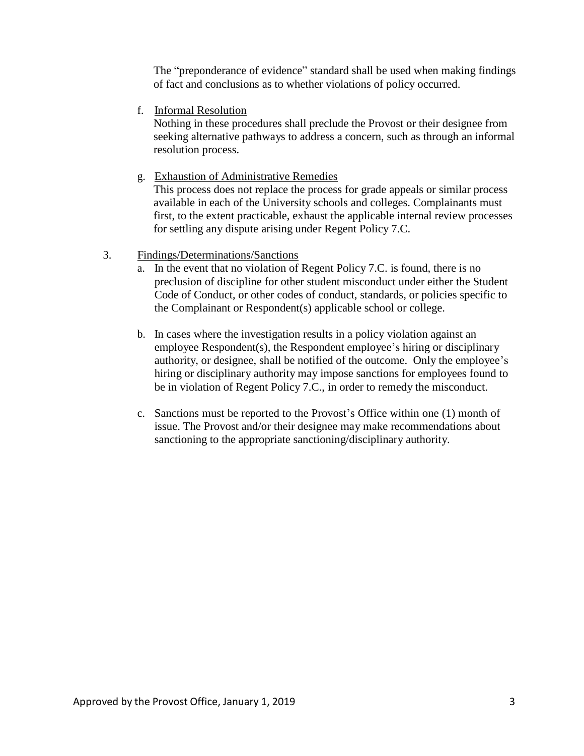The "preponderance of evidence" standard shall be used when making findings of fact and conclusions as to whether violations of policy occurred.

f. <u>Informal Resolution</u>
   Nothing in these procedures shall preclude the Provost or their designee from seeking alternative pathways to address a concern, such as through an informal resolution process.

g. <u>Exhaustion of Administrative Remedies</u>
   This process does not replace the process for grade appeals or similar process available in each of the University schools and colleges. Complainants must first, to the extent practicable, exhaust the applicable internal review processes for settling any dispute arising under Regent Policy 7.C.

3. <u>Findings/Determinations/Sanctions</u>
   a. In the event that no violation of Regent Policy 7.C. is found, there is no preclusion of discipline for other student misconduct under either the Student Code of Conduct, or other codes of conduct, standards, or policies specific to the Complainant or Respondent(s) applicable school or college.

   b. In cases where the investigation results in a policy violation against an employee Respondent(s), the Respondent employee's hiring or disciplinary authority, or designee, shall be notified of the outcome. Only the employee's hiring or disciplinary authority may impose sanctions for employees found to be in violation of Regent Policy 7.C., in order to remedy the misconduct.

   c. Sanctions must be reported to the Provost's Office within one (1) month of issue. The Provost and/or their designee may make recommendations about sanctioning to the appropriate sanctioning/disciplinary authority.

Approved by the Provost Office, January 1, 2019